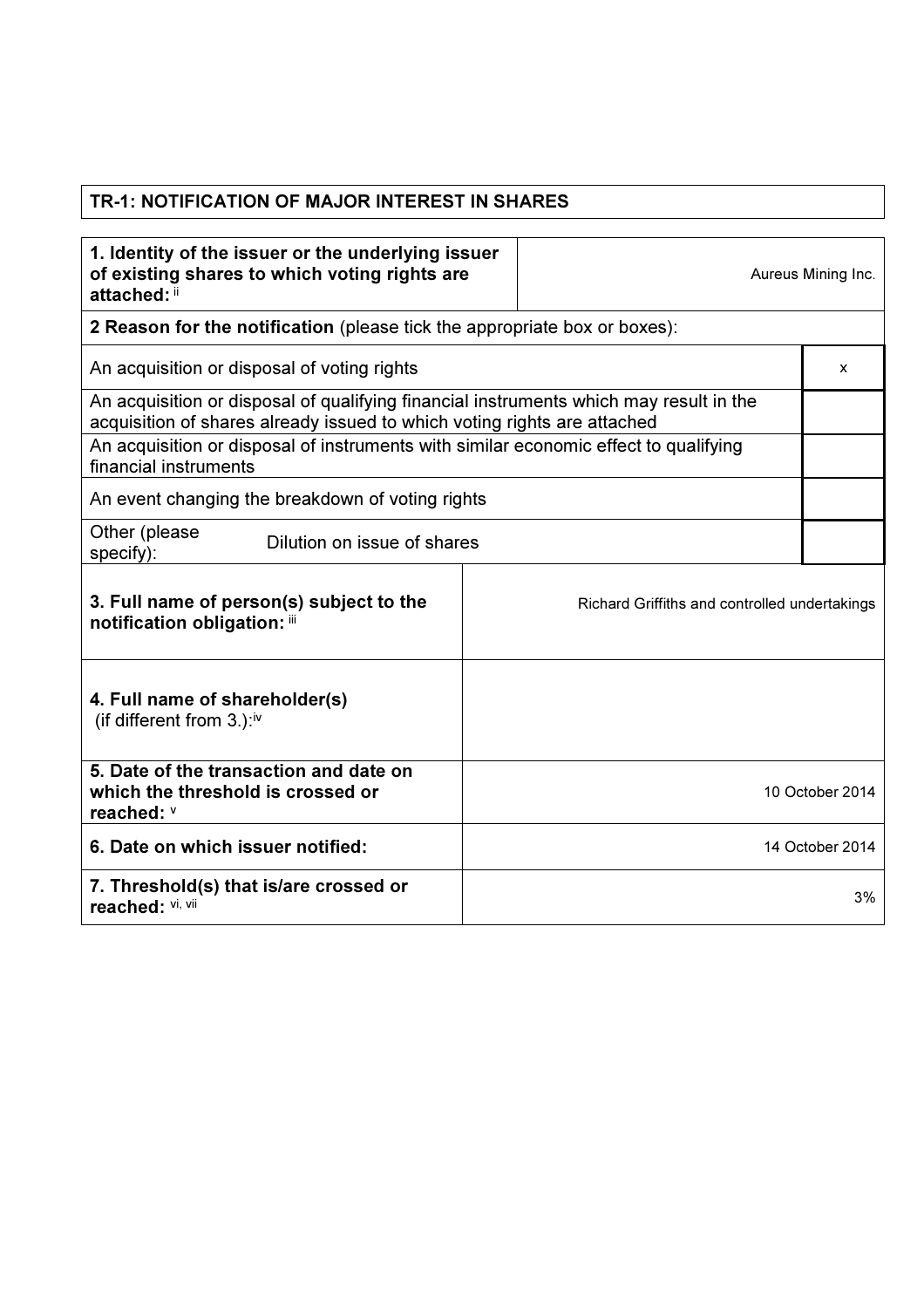| TR-1: NOTIFICATION OF MAJOR INTEREST IN SHARES |
| --- |

| **1. Identity of the issuer or the underlying issuer of existing shares to which voting rights are attached:** [ii] | Aureus Mining Inc. |
| --- | --- |

| **2 Reason for the notification** (please tick the appropriate box or boxes): | |
| --- | --- |
| An acquisition or disposal of voting rights | x |
| An acquisition or disposal of qualifying financial instruments which may result in the acquisition of shares already issued to which voting rights are attached | |
| An acquisition or disposal of instruments with similar economic effect to qualifying financial instruments | |
| An event changing the breakdown of voting rights | |
| Other (please specify): Dilution on issue of shares | |

| **3. Full name of person(s) subject to the notification obligation:** [iii] | Richard Griffiths and controlled undertakings |
| --- | --- |
| **4. Full name of shareholder(s)** (if different from 3.):[iv] | |
| **5. Date of the transaction and date on which the threshold is crossed or reached:** [v] | 10 October 2014 |
| **6. Date on which issuer notified:** | 14 October 2014 |
| **7. Threshold(s) that is/are crossed or reached:** [vi, vii] | 3% |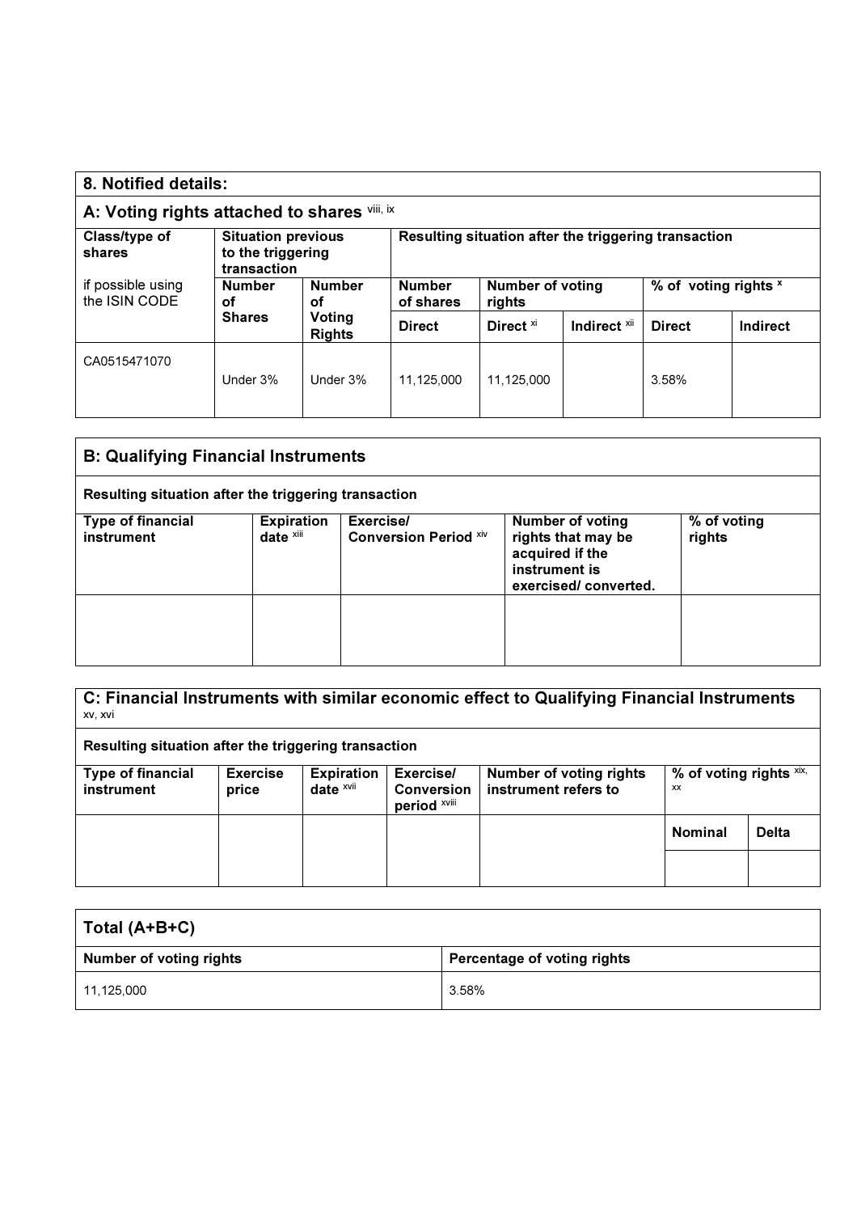## 8. Notified details:

### A: Voting rights attached to shares [viii, ix]

| Class/type of shares if possible using the ISIN CODE | Situation previous to the triggering transaction | | Resulting situation after the triggering transaction | | | | |
|---|---|---|---|---|---|---|---|
| | Number of Shares | Number of Voting Rights | Number of shares | Number of voting rights | | % of voting rights [x] | |
| | | | Direct | Direct [xi] | Indirect [xii] | Direct | Indirect |
| CA0515471070 | Under 3% | Under 3% | 11,125,000 | 11,125,000 | | 3.58% | |

### B: Qualifying Financial Instruments

**Resulting situation after the triggering transaction**

| Type of financial instrument | Expiration date [xiii] | Exercise/ Conversion Period [xiv] | Number of voting rights that may be acquired if the instrument is exercised/ converted. | % of voting rights |
|---|---|---|---|---|
| | | | | |

### C: Financial Instruments with similar economic effect to Qualifying Financial Instruments [xv, xvi]

**Resulting situation after the triggering transaction**

| Type of financial instrument | Exercise price | Expiration date [xvii] | Exercise/ Conversion period [xviii] | Number of voting rights instrument refers to | % of voting rights [xix, xx] | |
|---|---|---|---|---|---|---|
| | | | | | Nominal | Delta |
| | | | | | | |

### Total (A+B+C)

| Number of voting rights | Percentage of voting rights |
|---|---|
| 11,125,000 | 3.58% |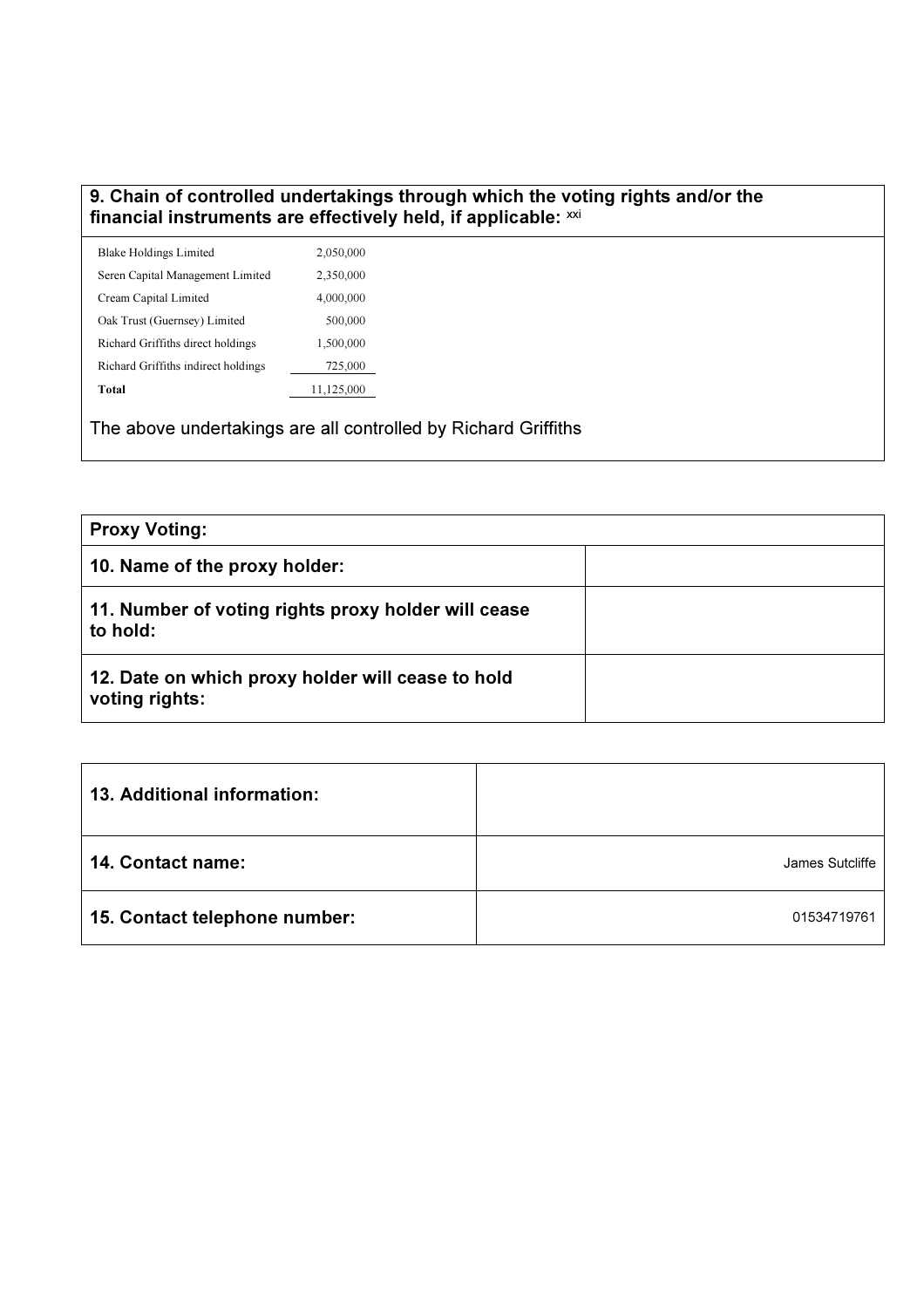**9. Chain of controlled undertakings through which the voting rights and/or the financial instruments are effectively held, if applicable:** [xxi]

| | |
|---|---|
| Blake Holdings Limited | 2,050,000 |
| Seren Capital Management Limited | 2,350,000 |
| Cream Capital Limited | 4,000,000 |
| Oak Trust (Guernsey) Limited | 500,000 |
| Richard Griffiths direct holdings | 1,500,000 |
| Richard Griffiths indirect holdings | 725,000 |
| **Total** | 11,125,000 |

The above undertakings are all controlled by Richard Griffiths

| **Proxy Voting:** | |
|---|---|
| **10. Name of the proxy holder:** | |
| **11. Number of voting rights proxy holder will cease to hold:** | |
| **12. Date on which proxy holder will cease to hold voting rights:** | |

| | |
|---|---|
| **13. Additional information:** | |
| **14. Contact name:** | James Sutcliffe |
| **15. Contact telephone number:** | 01534719761 |